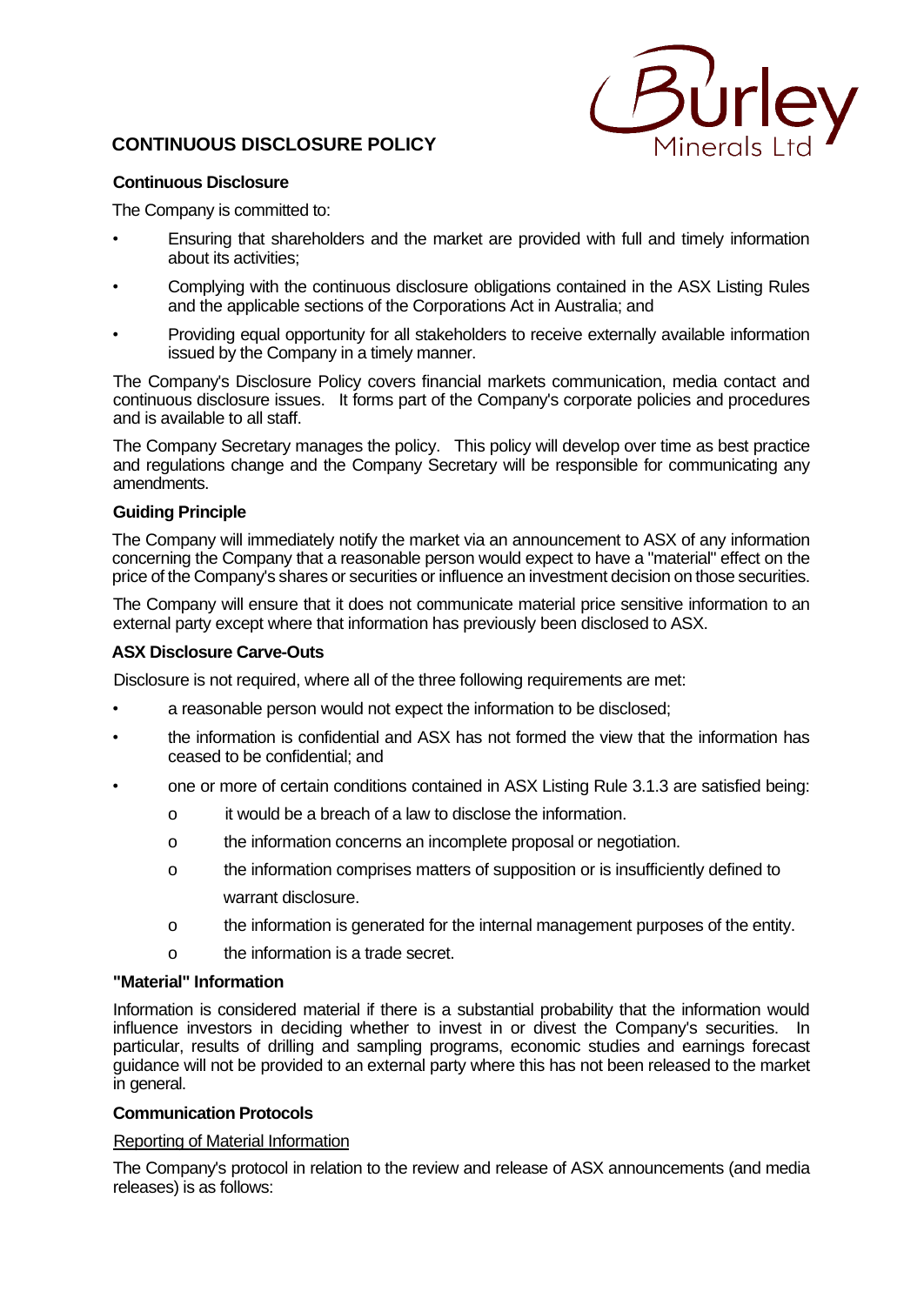# CONTINUOUS DISCLOSURE POLICY

**Continuous Disclosure**

The Company is committed to:

- Ensuring that shareholders and the market are provided with full and timely information about its activities;
- Complying with the continuous disclosure obligations contained in the ASX Listing Rules and the applicable sections of the Corporations Act in Australia; and
- Providing equal opportunity for all stakeholders to receive externally available information issued by the Company in a timely manner.

The Company's Disclosure Policy covers financial markets communication, media contact and continuous disclosure issues. It forms part of the Company's corporate policies and procedures and is available to all staff.

The Company Secretary manages the policy. This policy will develop over time as best practice and regulations change and the Company Secretary will be responsible for communicating any amendments.

**Guiding Principle**

The Company will immediately notify the market via an announcement to ASX of any information concerning the Company that a reasonable person would expect to have a "material" effect on the price of the Company's shares or securities or influence an investment decision on those securities.

The Company will ensure that it does not communicate material price sensitive information to an external party except where that information has previously been disclosed to ASX.

**ASX Disclosure Carve-Outs**

Disclosure is not required, where all of the three following requirements are met:

- a reasonable person would not expect the information to be disclosed;
- the information is confidential and ASX has not formed the view that the information has ceased to be confidential; and
- one or more of certain conditions contained in ASX Listing Rule 3.1.3 are satisfied being:
  - it would be a breach of a law to disclose the information.
  - the information concerns an incomplete proposal or negotiation.
  - the information comprises matters of supposition or is insufficiently defined to warrant disclosure.
  - the information is generated for the internal management purposes of the entity.
  - the information is a trade secret.

**"Material" Information**

Information is considered material if there is a substantial probability that the information would influence investors in deciding whether to invest in or divest the Company's securities. In particular, results of drilling and sampling programs, economic studies and earnings forecast guidance will not be provided to an external party where this has not been released to the market in general.

**Communication Protocols**

Reporting of Material Information

The Company's protocol in relation to the review and release of ASX announcements (and media releases) is as follows: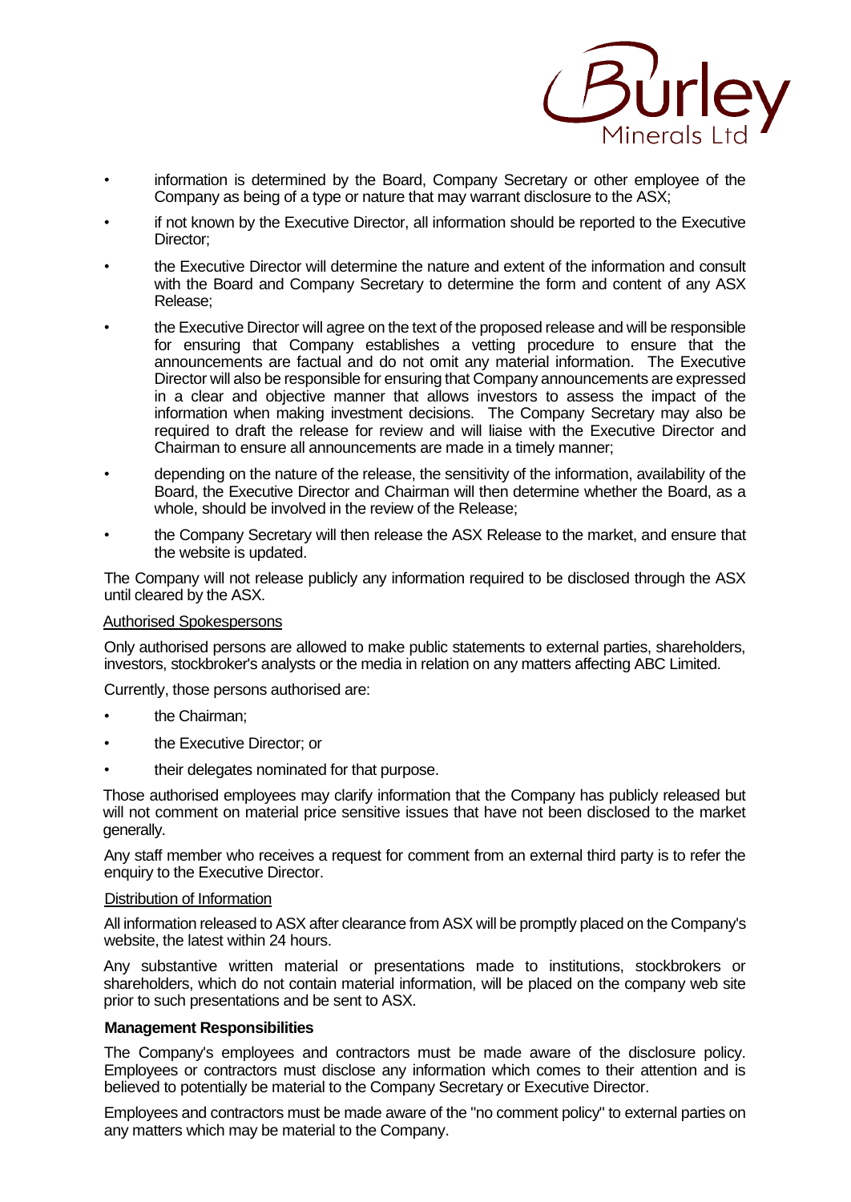- information is determined by the Board, Company Secretary or other employee of the Company as being of a type or nature that may warrant disclosure to the ASX;
- if not known by the Executive Director, all information should be reported to the Executive Director;
- the Executive Director will determine the nature and extent of the information and consult with the Board and Company Secretary to determine the form and content of any ASX Release;
- the Executive Director will agree on the text of the proposed release and will be responsible for ensuring that Company establishes a vetting procedure to ensure that the announcements are factual and do not omit any material information. The Executive Director will also be responsible for ensuring that Company announcements are expressed in a clear and objective manner that allows investors to assess the impact of the information when making investment decisions. The Company Secretary may also be required to draft the release for review and will liaise with the Executive Director and Chairman to ensure all announcements are made in a timely manner;
- depending on the nature of the release, the sensitivity of the information, availability of the Board, the Executive Director and Chairman will then determine whether the Board, as a whole, should be involved in the review of the Release;
- the Company Secretary will then release the ASX Release to the market, and ensure that the website is updated.

The Company will not release publicly any information required to be disclosed through the ASX until cleared by the ASX.

Authorised Spokespersons

Only authorised persons are allowed to make public statements to external parties, shareholders, investors, stockbroker's analysts or the media in relation on any matters affecting ABC Limited.

Currently, those persons authorised are:

- the Chairman;
- the Executive Director; or
- their delegates nominated for that purpose.

Those authorised employees may clarify information that the Company has publicly released but will not comment on material price sensitive issues that have not been disclosed to the market generally.

Any staff member who receives a request for comment from an external third party is to refer the enquiry to the Executive Director.

Distribution of Information

All information released to ASX after clearance from ASX will be promptly placed on the Company's website, the latest within 24 hours.

Any substantive written material or presentations made to institutions, stockbrokers or shareholders, which do not contain material information, will be placed on the company web site prior to such presentations and be sent to ASX.

**Management Responsibilities**

The Company's employees and contractors must be made aware of the disclosure policy. Employees or contractors must disclose any information which comes to their attention and is believed to potentially be material to the Company Secretary or Executive Director.

Employees and contractors must be made aware of the "no comment policy" to external parties on any matters which may be material to the Company.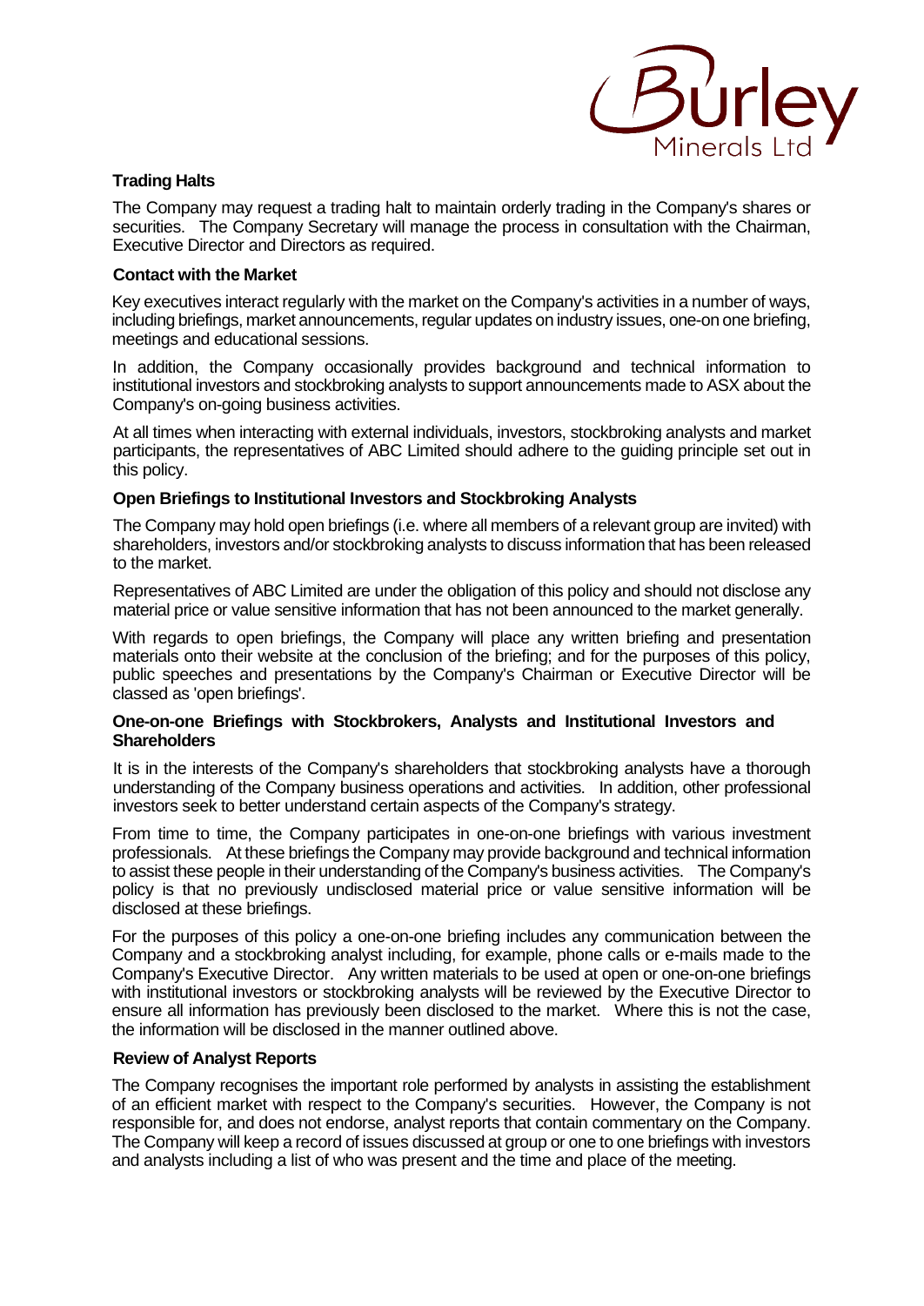**Trading Halts**

The Company may request a trading halt to maintain orderly trading in the Company's shares or securities. The Company Secretary will manage the process in consultation with the Chairman, Executive Director and Directors as required.

**Contact with the Market**

Key executives interact regularly with the market on the Company's activities in a number of ways, including briefings, market announcements, regular updates on industry issues, one-on one briefing, meetings and educational sessions.

In addition, the Company occasionally provides background and technical information to institutional investors and stockbroking analysts to support announcements made to ASX about the Company's on-going business activities.

At all times when interacting with external individuals, investors, stockbroking analysts and market participants, the representatives of ABC Limited should adhere to the guiding principle set out in this policy.

**Open Briefings to Institutional Investors and Stockbroking Analysts**

The Company may hold open briefings (i.e. where all members of a relevant group are invited) with shareholders, investors and/or stockbroking analysts to discuss information that has been released to the market.

Representatives of ABC Limited are under the obligation of this policy and should not disclose any material price or value sensitive information that has not been announced to the market generally.

With regards to open briefings, the Company will place any written briefing and presentation materials onto their website at the conclusion of the briefing; and for the purposes of this policy, public speeches and presentations by the Company's Chairman or Executive Director will be classed as 'open briefings'.

**One-on-one Briefings with Stockbrokers, Analysts and Institutional Investors and Shareholders**

It is in the interests of the Company's shareholders that stockbroking analysts have a thorough understanding of the Company business operations and activities. In addition, other professional investors seek to better understand certain aspects of the Company's strategy.

From time to time, the Company participates in one-on-one briefings with various investment professionals. At these briefings the Company may provide background and technical information to assist these people in their understanding of the Company's business activities. The Company's policy is that no previously undisclosed material price or value sensitive information will be disclosed at these briefings.

For the purposes of this policy a one-on-one briefing includes any communication between the Company and a stockbroking analyst including, for example, phone calls or e-mails made to the Company's Executive Director. Any written materials to be used at open or one-on-one briefings with institutional investors or stockbroking analysts will be reviewed by the Executive Director to ensure all information has previously been disclosed to the market. Where this is not the case, the information will be disclosed in the manner outlined above.

**Review of Analyst Reports**

The Company recognises the important role performed by analysts in assisting the establishment of an efficient market with respect to the Company's securities. However, the Company is not responsible for, and does not endorse, analyst reports that contain commentary on the Company. The Company will keep a record of issues discussed at group or one to one briefings with investors and analysts including a list of who was present and the time and place of the meeting.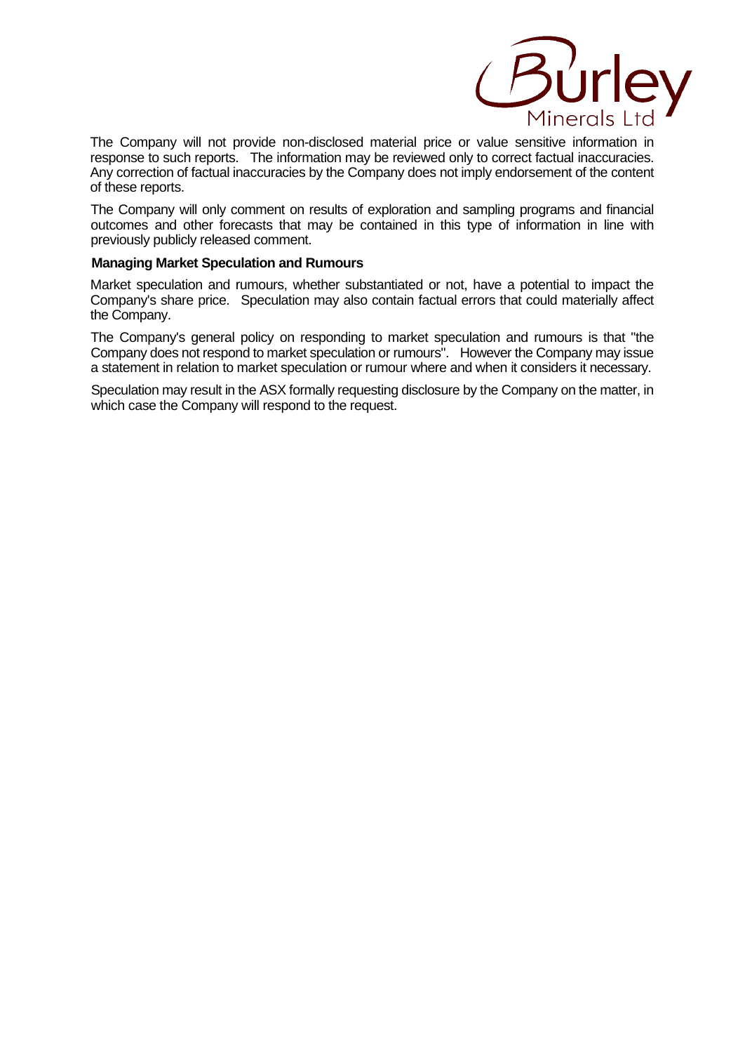The Company will not provide non-disclosed material price or value sensitive information in response to such reports. The information may be reviewed only to correct factual inaccuracies. Any correction of factual inaccuracies by the Company does not imply endorsement of the content of these reports.

The Company will only comment on results of exploration and sampling programs and financial outcomes and other forecasts that may be contained in this type of information in line with previously publicly released comment.

**Managing Market Speculation and Rumours**

Market speculation and rumours, whether substantiated or not, have a potential to impact the Company's share price. Speculation may also contain factual errors that could materially affect the Company.

The Company's general policy on responding to market speculation and rumours is that "the Company does not respond to market speculation or rumours". However the Company may issue a statement in relation to market speculation or rumour where and when it considers it necessary.

Speculation may result in the ASX formally requesting disclosure by the Company on the matter, in which case the Company will respond to the request.